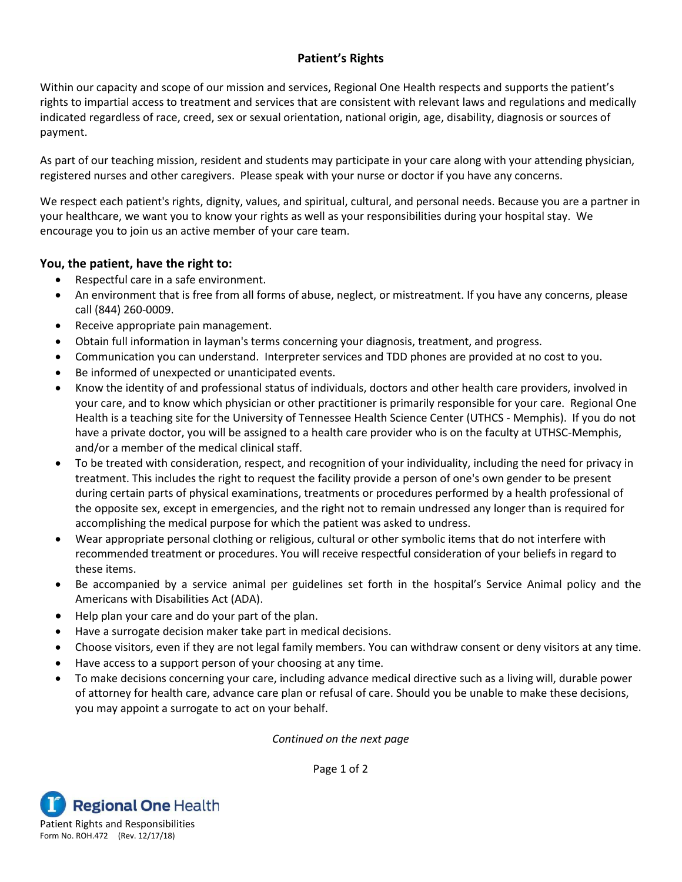# Patient's Rights

Within our capacity and scope of our mission and services, Regional One Health respects and supports the patient's rights to impartial access to treatment and services that are consistent with relevant laws and regulations and medically indicated regardless of race, creed, sex or sexual orientation, national origin, age, disability, diagnosis or sources of payment.

As part of our teaching mission, resident and students may participate in your care along with your attending physician, registered nurses and other caregivers. Please speak with your nurse or doctor if you have any concerns.

We respect each patient's rights, dignity, values, and spiritual, cultural, and personal needs. Because you are a partner in your healthcare, we want you to know your rights as well as your responsibilities during your hospital stay. We encourage you to join us an active member of your care team.

## You, the patient, have the right to:

- Respectful care in a safe environment.
- An environment that is free from all forms of abuse, neglect, or mistreatment. If you have any concerns, please call (844) 260-0009.
- Receive appropriate pain management.
- Obtain full information in layman's terms concerning your diagnosis, treatment, and progress.
- Communication you can understand. Interpreter services and TDD phones are provided at no cost to you.
- Be informed of unexpected or unanticipated events.
- Know the identity of and professional status of individuals, doctors and other health care providers, involved in your care, and to know which physician or other practitioner is primarily responsible for your care. Regional One Health is a teaching site for the University of Tennessee Health Science Center (UTHCS - Memphis). If you do not have a private doctor, you will be assigned to a health care provider who is on the faculty at UTHSC-Memphis, and/or a member of the medical clinical staff.
- To be treated with consideration, respect, and recognition of your individuality, including the need for privacy in treatment. This includes the right to request the facility provide a person of one's own gender to be present during certain parts of physical examinations, treatments or procedures performed by a health professional of the opposite sex, except in emergencies, and the right not to remain undressed any longer than is required for accomplishing the medical purpose for which the patient was asked to undress.
- Wear appropriate personal clothing or religious, cultural or other symbolic items that do not interfere with recommended treatment or procedures. You will receive respectful consideration of your beliefs in regard to these items.
- Be accompanied by a service animal per guidelines set forth in the hospital's Service Animal policy and the Americans with Disabilities Act (ADA).
- Help plan your care and do your part of the plan.
- Have a surrogate decision maker take part in medical decisions.
- Choose visitors, even if they are not legal family members. You can withdraw consent or deny visitors at any time.
- Have access to a support person of your choosing at any time.
- To make decisions concerning your care, including advance medical directive such as a living will, durable power of attorney for health care, advance care plan or refusal of care. Should you be unable to make these decisions, you may appoint a surrogate to act on your behalf.

*Continued on the next page*

Regional One Health

Patient Rights and Responsibilities

Form No. ROH.472 (Rev. 12/17/18)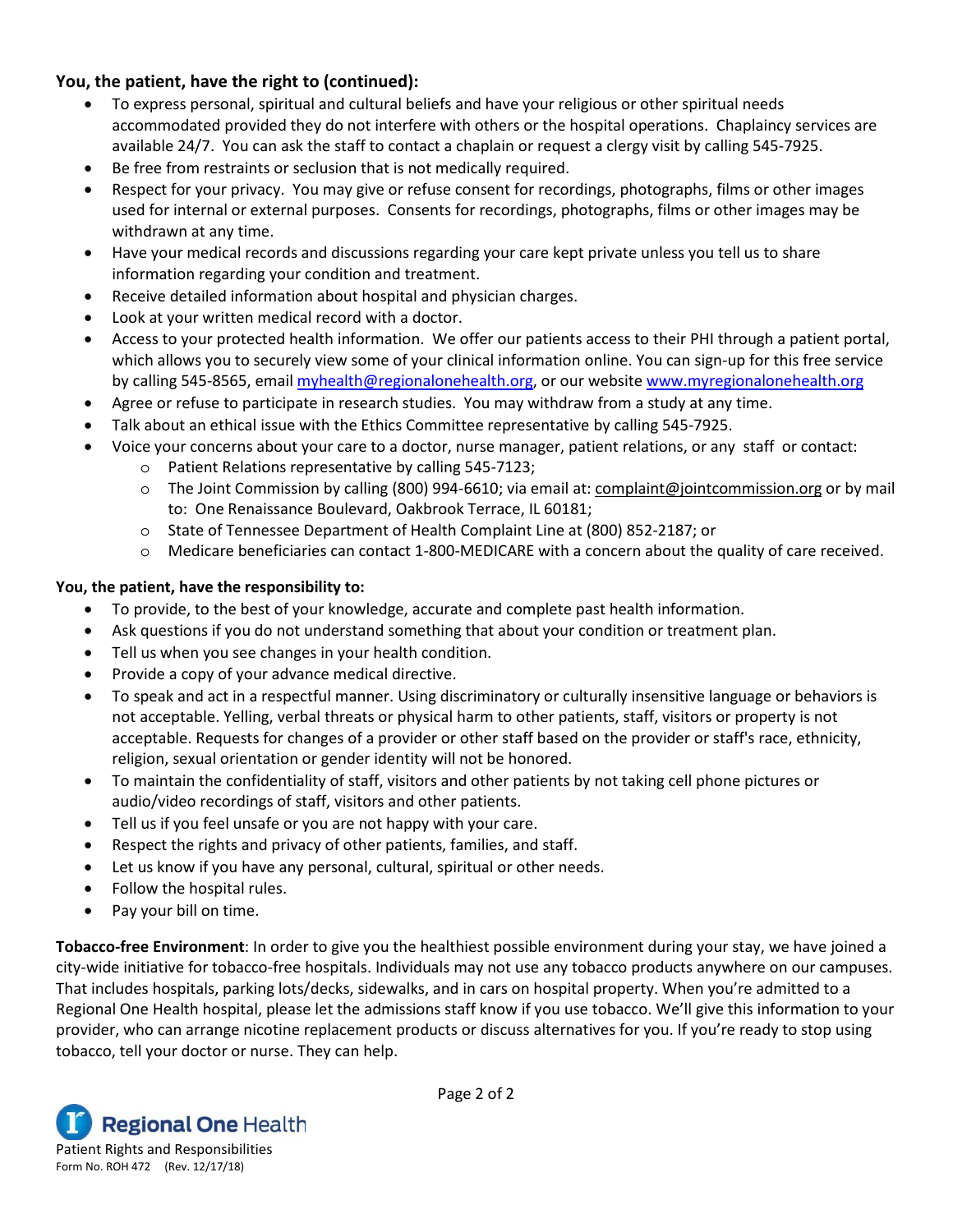**You, the patient, have the right to (continued):**

- To express personal, spiritual and cultural beliefs and have your religious or other spiritual needs accommodated provided they do not interfere with others or the hospital operations. Chaplaincy services are available 24/7. You can ask the staff to contact a chaplain or request a clergy visit by calling 545-7925.
- Be free from restraints or seclusion that is not medically required.
- Respect for your privacy. You may give or refuse consent for recordings, photographs, films or other images used for internal or external purposes. Consents for recordings, photographs, films or other images may be withdrawn at any time.
- Have your medical records and discussions regarding your care kept private unless you tell us to share information regarding your condition and treatment.
- Receive detailed information about hospital and physician charges.
- Look at your written medical record with a doctor.
- Access to your protected health information. We offer our patients access to their PHI through a patient portal, which allows you to securely view some of your clinical information online. You can sign-up for this free service by calling 545-8565, email myhealth@regionalonehealth.org, or our website www.myregionalonehealth.org
- Agree or refuse to participate in research studies. You may withdraw from a study at any time.
- Talk about an ethical issue with the Ethics Committee representative by calling 545-7925.
- Voice your concerns about your care to a doctor, nurse manager, patient relations, or any staff or contact:
  - Patient Relations representative by calling 545-7123;
  - The Joint Commission by calling (800) 994-6610; via email at: complaint@jointcommission.org or by mail to: One Renaissance Boulevard, Oakbrook Terrace, IL 60181;
  - State of Tennessee Department of Health Complaint Line at (800) 852-2187; or
  - Medicare beneficiaries can contact 1-800-MEDICARE with a concern about the quality of care received.

**You, the patient, have the responsibility to:**

- To provide, to the best of your knowledge, accurate and complete past health information.
- Ask questions if you do not understand something that about your condition or treatment plan.
- Tell us when you see changes in your health condition.
- Provide a copy of your advance medical directive.
- To speak and act in a respectful manner. Using discriminatory or culturally insensitive language or behaviors is not acceptable. Yelling, verbal threats or physical harm to other patients, staff, visitors or property is not acceptable. Requests for changes of a provider or other staff based on the provider or staff's race, ethnicity, religion, sexual orientation or gender identity will not be honored.
- To maintain the confidentiality of staff, visitors and other patients by not taking cell phone pictures or audio/video recordings of staff, visitors and other patients.
- Tell us if you feel unsafe or you are not happy with your care.
- Respect the rights and privacy of other patients, families, and staff.
- Let us know if you have any personal, cultural, spiritual or other needs.
- Follow the hospital rules.
- Pay your bill on time.

**Tobacco-free Environment**: In order to give you the healthiest possible environment during your stay, we have joined a city-wide initiative for tobacco-free hospitals. Individuals may not use any tobacco products anywhere on our campuses. That includes hospitals, parking lots/decks, sidewalks, and in cars on hospital property. When you're admitted to a Regional One Health hospital, please let the admissions staff know if you use tobacco. We'll give this information to your provider, who can arrange nicotine replacement products or discuss alternatives for you. If you're ready to stop using tobacco, tell your doctor or nurse. They can help.

Regional One Health

Patient Rights and Responsibilities

Form No. ROH 472 (Rev. 12/17/18)